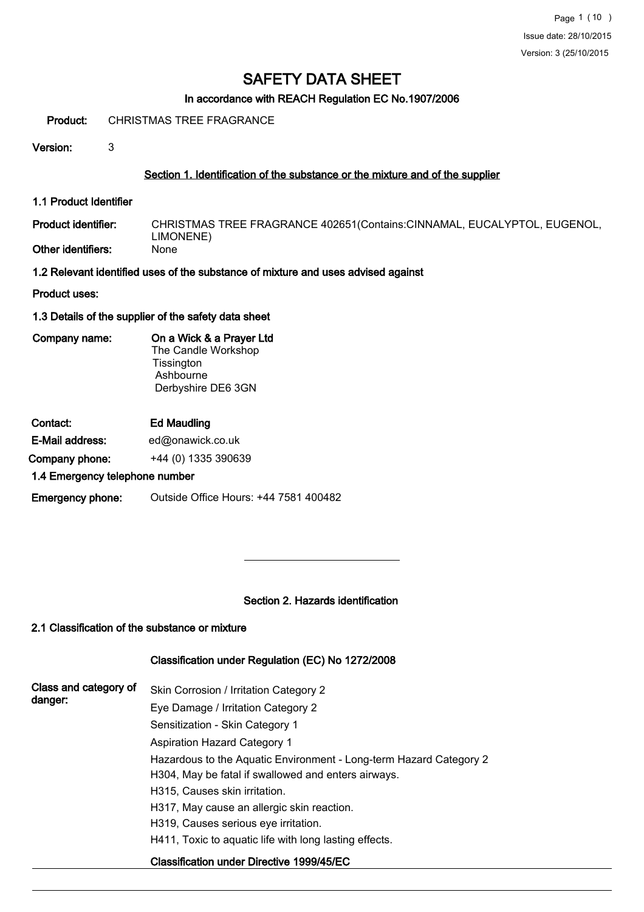# SAFETY DATA SHEET

**In accordance with REACH Regulation EC No.1907/2006**

**Product:** CHRISTMAS TREE FRAGRANCE

**Version:** 3

## Section 1. Identification of the substance or the mixture and of the supplier

### 1.1 Product Identifier

**Product identifier:** CHRISTMAS TREE FRAGRANCE 402651(Contains:CINNAMAL, EUCALYPTOL, EUGENOL, LIMONENE)

**Other identifiers:** None

### 1.2 Relevant identified uses of the substance of mixture and uses advised against

**Product uses:**

### 1.3 Details of the supplier of the safety data sheet

**Company name:** **On a Wick & a Prayer Ltd**
The Candle Workshop
Tissington
Ashbourne
Derbyshire DE6 3GN

**Contact:** **Ed Maudling**

**E-Mail address:** ed@onawick.co.uk

**Company phone:** +44 (0) 1335 390639

### 1.4 Emergency telephone number

**Emergency phone:** Outside Office Hours: +44 7581 400482

## Section 2. Hazards identification

### 2.1 Classification of the substance or mixture

**Classification under Regulation (EC) No 1272/2008**

**Class and category of danger:**

Skin Corrosion / Irritation Category 2
Eye Damage / Irritation Category 2
Sensitization - Skin Category 1
Aspiration Hazard Category 1
Hazardous to the Aquatic Environment - Long-term Hazard Category 2
H304, May be fatal if swallowed and enters airways.
H315, Causes skin irritation.
H317, May cause an allergic skin reaction.
H319, Causes serious eye irritation.
H411, Toxic to aquatic life with long lasting effects.

**Classification under Directive 1999/45/EC**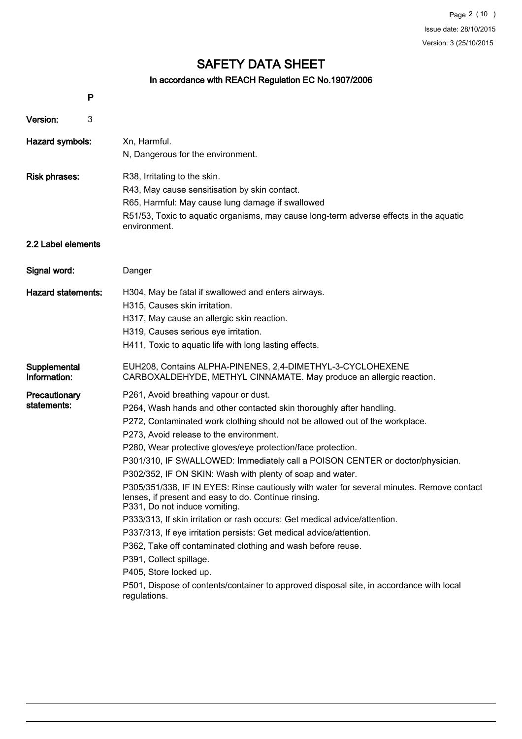# SAFETY DATA SHEET

## In accordance with REACH Regulation EC No.1907/2006

P

**Version:** 3

**Hazard symbols:** Xn, Harmful.
N, Dangerous for the environment.

**Risk phrases:** R38, Irritating to the skin.
R43, May cause sensitisation by skin contact.
R65, Harmful: May cause lung damage if swallowed
R51/53, Toxic to aquatic organisms, may cause long-term adverse effects in the aquatic environment.

### 2.2 Label elements

**Signal word:** Danger

**Hazard statements:** H304, May be fatal if swallowed and enters airways.
H315, Causes skin irritation.
H317, May cause an allergic skin reaction.
H319, Causes serious eye irritation.
H411, Toxic to aquatic life with long lasting effects.

**Supplemental Information:** EUH208, Contains ALPHA-PINENES, 2,4-DIMETHYL-3-CYCLOHEXENE CARBOXALDEHYDE, METHYL CINNAMATE. May produce an allergic reaction.

**Precautionary statements:** P261, Avoid breathing vapour or dust.
P264, Wash hands and other contacted skin thoroughly after handling.
P272, Contaminated work clothing should not be allowed out of the workplace.
P273, Avoid release to the environment.
P280, Wear protective gloves/eye protection/face protection.
P301/310, IF SWALLOWED: Immediately call a POISON CENTER or doctor/physician.
P302/352, IF ON SKIN: Wash with plenty of soap and water.
P305/351/338, IF IN EYES: Rinse cautiously with water for several minutes. Remove contact lenses, if present and easy to do. Continue rinsing.
P331, Do not induce vomiting.
P333/313, If skin irritation or rash occurs: Get medical advice/attention.
P337/313, If eye irritation persists: Get medical advice/attention.
P362, Take off contaminated clothing and wash before reuse.
P391, Collect spillage.
P405, Store locked up.
P501, Dispose of contents/container to approved disposal site, in accordance with local regulations.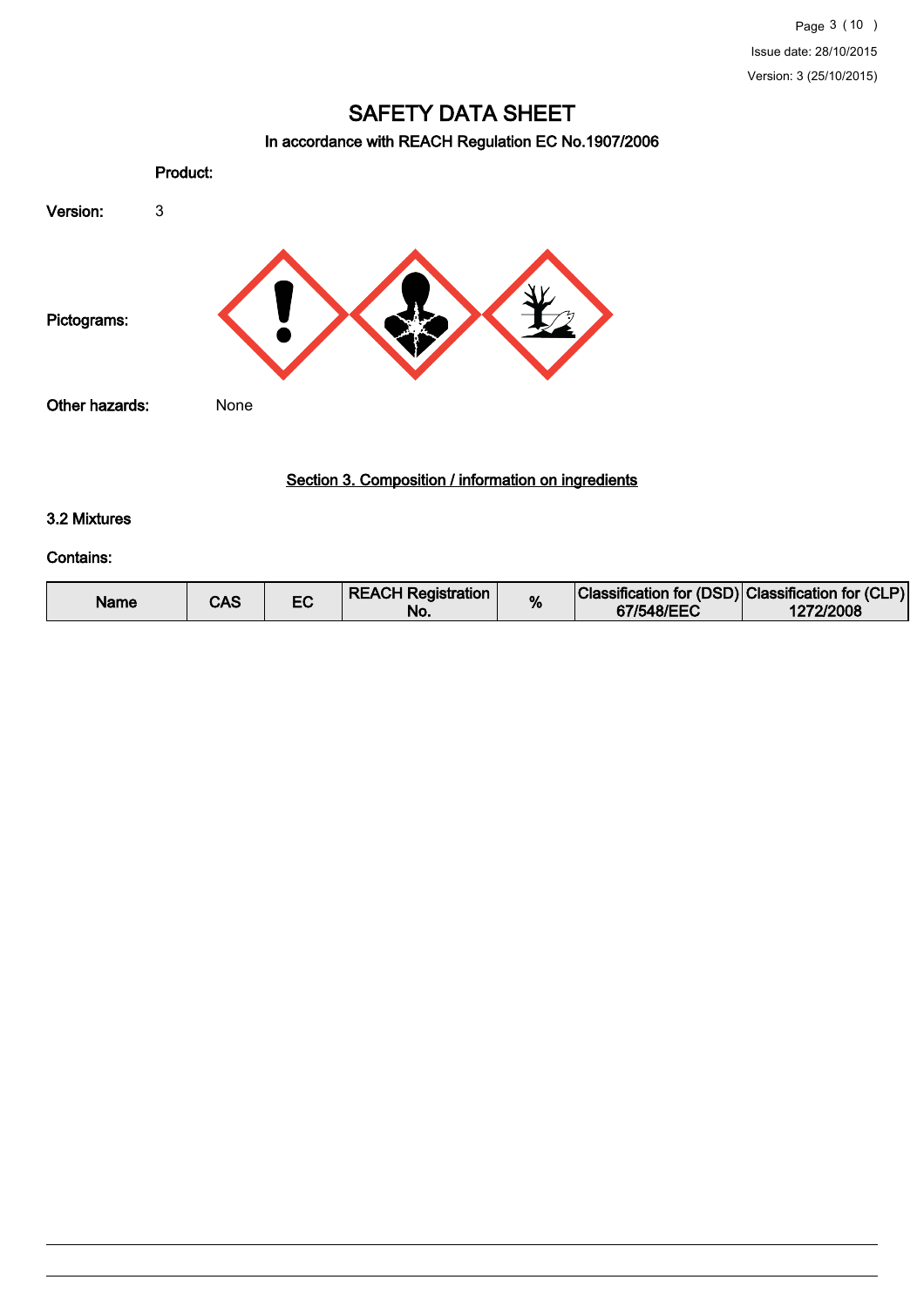# SAFETY DATA SHEET

**In accordance with REACH Regulation EC No.1907/2006**

**Product:**

**Version:** 3

**Pictograms:**

**Other hazards:** None

## Section 3. Composition / information on ingredients

### 3.2 Mixtures

**Contains:**

| Name | CAS | EC | REACH Registration No. | % | Classification for (DSD) 67/548/EEC | Classification for (CLP) 1272/2008 |
|---|---|---|---|---|---|---|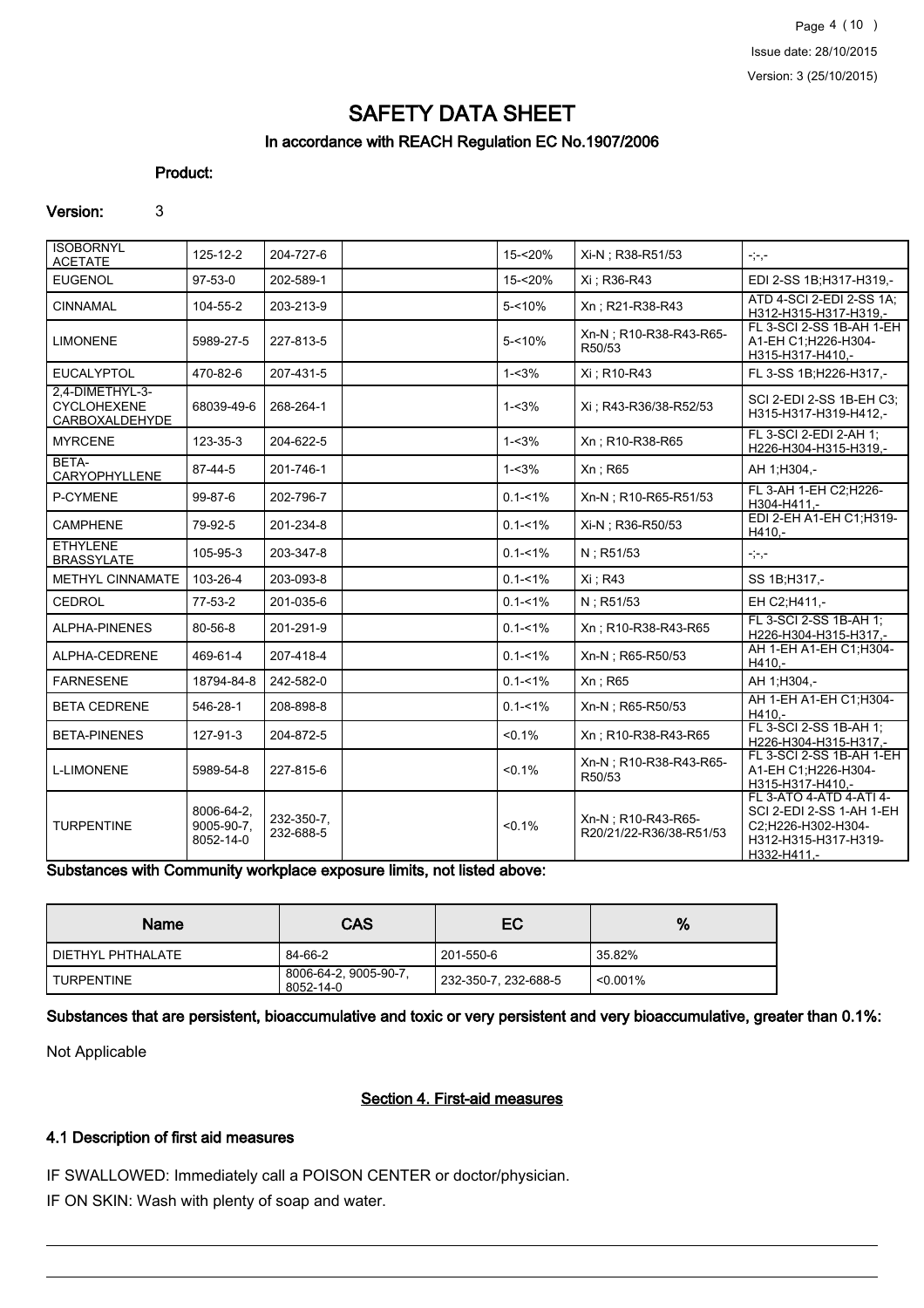# SAFETY DATA SHEET

## In accordance with REACH Regulation EC No.1907/2006

**Product:**

**Version:** 3

| | | | | | | |
|---|---|---|---|---|---|---|
| ISOBORNYL ACETATE | 125-12-2 | 204-727-6 | | 15-<20% | Xi-N ; R38-R51/53 | -;-,- |
| EUGENOL | 97-53-0 | 202-589-1 | | 15-<20% | Xi ; R36-R43 | EDI 2-SS 1B;H317-H319,- |
| CINNAMAL | 104-55-2 | 203-213-9 | | 5-<10% | Xn ; R21-R38-R43 | ATD 4-SCI 2-EDI 2-SS 1A; H312-H315-H317-H319,- |
| LIMONENE | 5989-27-5 | 227-813-5 | | 5-<10% | Xn-N ; R10-R38-R43-R65-R50/53 | FL 3-SCI 2-SS 1B-AH 1-EH A1-EH C1;H226-H304-H315-H317-H410,- |
| EUCALYPTOL | 470-82-6 | 207-431-5 | | 1-<3% | Xi ; R10-R43 | FL 3-SS 1B;H226-H317,- |
| 2,4-DIMETHYL-3-CYCLOHEXENE CARBOXALDEHYDE | 68039-49-6 | 268-264-1 | | 1-<3% | Xi ; R43-R36/38-R52/53 | SCI 2-EDI 2-SS 1B-EH C3; H315-H317-H319-H412,- |
| MYRCENE | 123-35-3 | 204-622-5 | | 1-<3% | Xn ; R10-R38-R65 | FL 3-SCI 2-EDI 2-AH 1; H226-H304-H315-H319,- |
| BETA-CARYOPHYLLENE | 87-44-5 | 201-746-1 | | 1-<3% | Xn ; R65 | AH 1;H304,- |
| P-CYMENE | 99-87-6 | 202-796-7 | | 0.1-<1% | Xn-N ; R10-R65-R51/53 | FL 3-AH 1-EH C2;H226-H304-H411,- |
| CAMPHENE | 79-92-5 | 201-234-8 | | 0.1-<1% | Xi-N ; R36-R50/53 | EDI 2-EH A1-EH C1;H319-H410,- |
| ETHYLENE BRASSYLATE | 105-95-3 | 203-347-8 | | 0.1-<1% | N ; R51/53 | -;-,- |
| METHYL CINNAMATE | 103-26-4 | 203-093-8 | | 0.1-<1% | Xi ; R43 | SS 1B;H317,- |
| CEDROL | 77-53-2 | 201-035-6 | | 0.1-<1% | N ; R51/53 | EH C2;H411,- |
| ALPHA-PINENES | 80-56-8 | 201-291-9 | | 0.1-<1% | Xn ; R10-R38-R43-R65 | FL 3-SCI 2-SS 1B-AH 1; H226-H304-H315-H317,- |
| ALPHA-CEDRENE | 469-61-4 | 207-418-4 | | 0.1-<1% | Xn-N ; R65-R50/53 | AH 1-EH A1-EH C1;H304-H410,- |
| FARNESENE | 18794-84-8 | 242-582-0 | | 0.1-<1% | Xn ; R65 | AH 1;H304,- |
| BETA CEDRENE | 546-28-1 | 208-898-8 | | 0.1-<1% | Xn-N ; R65-R50/53 | AH 1-EH A1-EH C1;H304-H410,- |
| BETA-PINENES | 127-91-3 | 204-872-5 | | <0.1% | Xn ; R10-R38-R43-R65 | FL 3-SCI 2-SS 1B-AH 1; H226-H304-H315-H317,- |
| L-LIMONENE | 5989-54-8 | 227-815-6 | | <0.1% | Xn-N ; R10-R38-R43-R65-R50/53 | FL 3-SCI 2-SS 1B-AH 1-EH A1-EH C1;H226-H304-H315-H317-H410,- |
| TURPENTINE | 8006-64-2, 9005-90-7, 8052-14-0 | 232-350-7, 232-688-5 | | <0.1% | Xn-N ; R10-R43-R65-R20/21/22-R36/38-R51/53 | FL 3-ATO 4-ATD 4-ATI 4-SCI 2-EDI 2-SS 1-AH 1-EH C2;H226-H302-H304-H312-H315-H317-H319-H332-H411,- |

**Substances with Community workplace exposure limits, not listed above:**

| Name | CAS | EC | % |
|---|---|---|---|
| DIETHYL PHTHALATE | 84-66-2 | 201-550-6 | 35.82% |
| TURPENTINE | 8006-64-2, 9005-90-7, 8052-14-0 | 232-350-7, 232-688-5 | <0.001% |

**Substances that are persistent, bioaccumulative and toxic or very persistent and very bioaccumulative, greater than 0.1%:**

Not Applicable

## Section 4. First-aid measures

### 4.1 Description of first aid measures

IF SWALLOWED: Immediately call a POISON CENTER or doctor/physician.

IF ON SKIN: Wash with plenty of soap and water.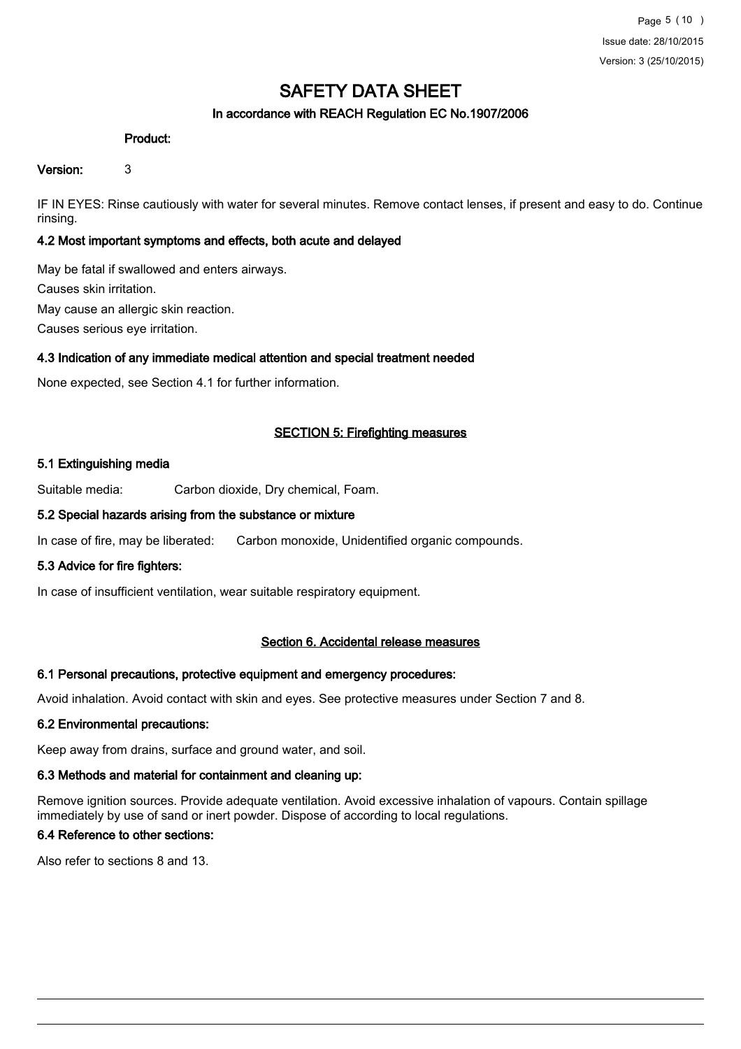# SAFETY DATA SHEET

## In accordance with REACH Regulation EC No.1907/2006

**Product:**

**Version:** 3

IF IN EYES: Rinse cautiously with water for several minutes. Remove contact lenses, if present and easy to do. Continue rinsing.

### 4.2 Most important symptoms and effects, both acute and delayed

May be fatal if swallowed and enters airways.

Causes skin irritation.

May cause an allergic skin reaction.

Causes serious eye irritation.

### 4.3 Indication of any immediate medical attention and special treatment needed

None expected, see Section 4.1 for further information.

## SECTION 5: Firefighting measures

### 5.1 Extinguishing media

Suitable media: Carbon dioxide, Dry chemical, Foam.

### 5.2 Special hazards arising from the substance or mixture

In case of fire, may be liberated: Carbon monoxide, Unidentified organic compounds.

### 5.3 Advice for fire fighters:

In case of insufficient ventilation, wear suitable respiratory equipment.

## Section 6. Accidental release measures

### 6.1 Personal precautions, protective equipment and emergency procedures:

Avoid inhalation. Avoid contact with skin and eyes. See protective measures under Section 7 and 8.

### 6.2 Environmental precautions:

Keep away from drains, surface and ground water, and soil.

### 6.3 Methods and material for containment and cleaning up:

Remove ignition sources. Provide adequate ventilation. Avoid excessive inhalation of vapours. Contain spillage immediately by use of sand or inert powder. Dispose of according to local regulations.

### 6.4 Reference to other sections:

Also refer to sections 8 and 13.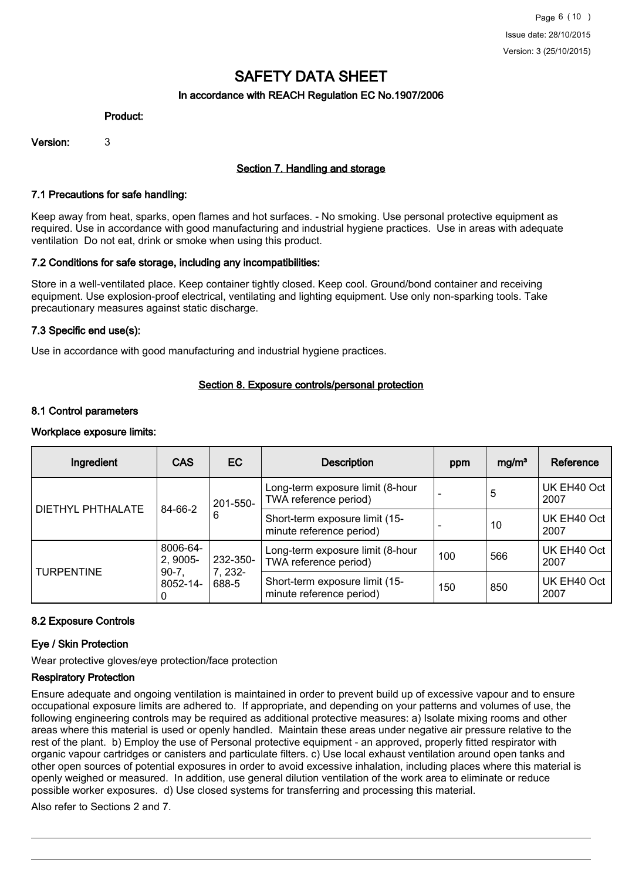# SAFETY DATA SHEET

**In accordance with REACH Regulation EC No.1907/2006**

**Product:**

**Version:** 3

## Section 7. Handling and storage

### 7.1 Precautions for safe handling:

Keep away from heat, sparks, open flames and hot surfaces. - No smoking. Use personal protective equipment as required. Use in accordance with good manufacturing and industrial hygiene practices. Use in areas with adequate ventilation Do not eat, drink or smoke when using this product.

### 7.2 Conditions for safe storage, including any incompatibilities:

Store in a well-ventilated place. Keep container tightly closed. Keep cool. Ground/bond container and receiving equipment. Use explosion-proof electrical, ventilating and lighting equipment. Use only non-sparking tools. Take precautionary measures against static discharge.

### 7.3 Specific end use(s):

Use in accordance with good manufacturing and industrial hygiene practices.

## Section 8. Exposure controls/personal protection

### 8.1 Control parameters

**Workplace exposure limits:**

| Ingredient | CAS | EC | Description | ppm | mg/m³ | Reference |
|---|---|---|---|---|---|---|
| DIETHYL PHTHALATE | 84-66-2 | 201-550-6 | Long-term exposure limit (8-hour TWA reference period) | - | 5 | UK EH40 Oct 2007 |
| | | | Short-term exposure limit (15-minute reference period) | - | 10 | UK EH40 Oct 2007 |
| TURPENTINE | 8006-64-2, 9005-90-7, 8052-14-0 | 232-350-7, 232-688-5 | Long-term exposure limit (8-hour TWA reference period) | 100 | 566 | UK EH40 Oct 2007 |
| | | | Short-term exposure limit (15-minute reference period) | 150 | 850 | UK EH40 Oct 2007 |

### 8.2 Exposure Controls

**Eye / Skin Protection**

Wear protective gloves/eye protection/face protection

**Respiratory Protection**

Ensure adequate and ongoing ventilation is maintained in order to prevent build up of excessive vapour and to ensure occupational exposure limits are adhered to. If appropriate, and depending on your patterns and volumes of use, the following engineering controls may be required as additional protective measures: a) Isolate mixing rooms and other areas where this material is used or openly handled. Maintain these areas under negative air pressure relative to the rest of the plant. b) Employ the use of Personal protective equipment - an approved, properly fitted respirator with organic vapour cartridges or canisters and particulate filters. c) Use local exhaust ventilation around open tanks and other open sources of potential exposures in order to avoid excessive inhalation, including places where this material is openly weighed or measured. In addition, use general dilution ventilation of the work area to eliminate or reduce possible worker exposures. d) Use closed systems for transferring and processing this material.

Also refer to Sections 2 and 7.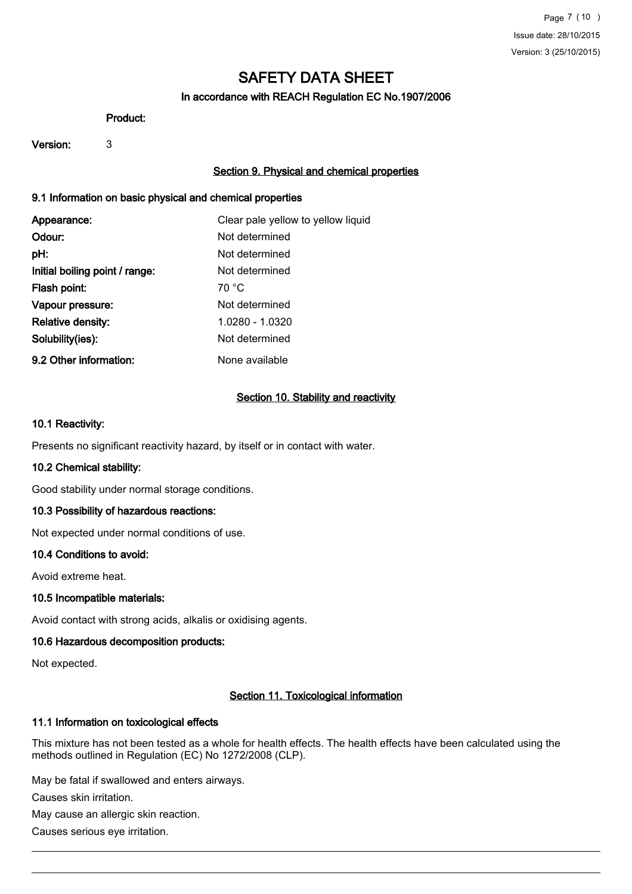# SAFETY DATA SHEET

In accordance with REACH Regulation EC No.1907/2006

**Product:**

**Version:** 3

## Section 9. Physical and chemical properties

### 9.1 Information on basic physical and chemical properties

| | |
|---|---|
| **Appearance:** | Clear pale yellow to yellow liquid |
| **Odour:** | Not determined |
| **pH:** | Not determined |
| **Initial boiling point / range:** | Not determined |
| **Flash point:** | 70 °C |
| **Vapour pressure:** | Not determined |
| **Relative density:** | 1.0280 - 1.0320 |
| **Solubility(ies):** | Not determined |
| **9.2 Other information:** | None available |

## Section 10. Stability and reactivity

### 10.1 Reactivity:

Presents no significant reactivity hazard, by itself or in contact with water.

### 10.2 Chemical stability:

Good stability under normal storage conditions.

### 10.3 Possibility of hazardous reactions:

Not expected under normal conditions of use.

### 10.4 Conditions to avoid:

Avoid extreme heat.

### 10.5 Incompatible materials:

Avoid contact with strong acids, alkalis or oxidising agents.

### 10.6 Hazardous decomposition products:

Not expected.

## Section 11. Toxicological information

### 11.1 Information on toxicological effects

This mixture has not been tested as a whole for health effects. The health effects have been calculated using the methods outlined in Regulation (EC) No 1272/2008 (CLP).

May be fatal if swallowed and enters airways.

Causes skin irritation.

May cause an allergic skin reaction.

Causes serious eye irritation.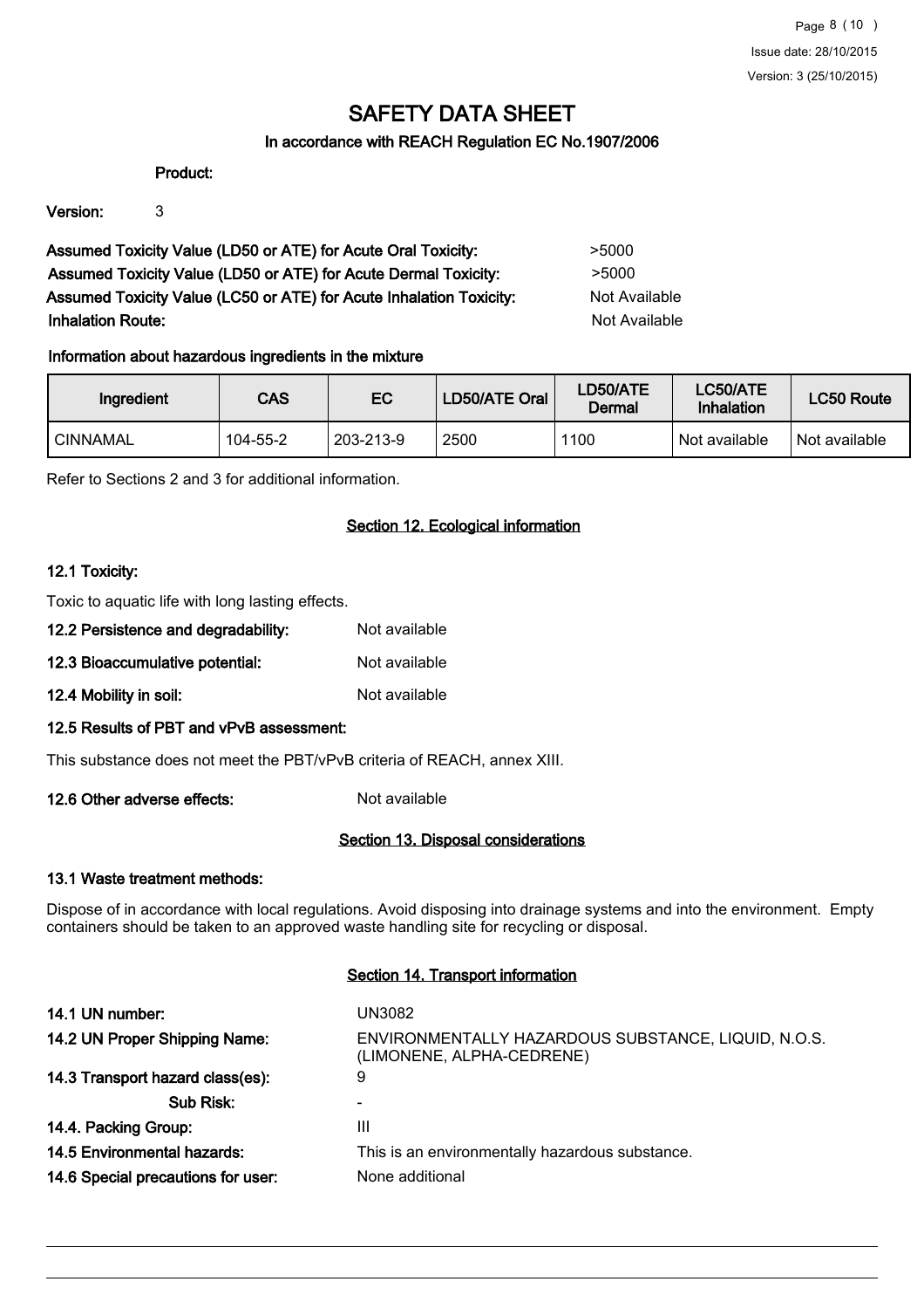# SAFETY DATA SHEET

**In accordance with REACH Regulation EC No.1907/2006**

**Product:**

**Version:** 3

**Assumed Toxicity Value (LD50 or ATE) for Acute Oral Toxicity:** >5000

**Assumed Toxicity Value (LD50 or ATE) for Acute Dermal Toxicity:** >5000

**Assumed Toxicity Value (LC50 or ATE) for Acute Inhalation Toxicity:** Not Available

**Inhalation Route:** Not Available

**Information about hazardous ingredients in the mixture**

| Ingredient | CAS | EC | LD50/ATE Oral | LD50/ATE Dermal | LC50/ATE Inhalation | LC50 Route |
|---|---|---|---|---|---|---|
| CINNAMAL | 104-55-2 | 203-213-9 | 2500 | 1100 | Not available | Not available |

Refer to Sections 2 and 3 for additional information.

## Section 12. Ecological information

**12.1 Toxicity:**

Toxic to aquatic life with long lasting effects.

**12.2 Persistence and degradability:** Not available

**12.3 Bioaccumulative potential:** Not available

**12.4 Mobility in soil:** Not available

**12.5 Results of PBT and vPvB assessment:**

This substance does not meet the PBT/vPvB criteria of REACH, annex XIII.

**12.6 Other adverse effects:** Not available

## Section 13. Disposal considerations

**13.1 Waste treatment methods:**

Dispose of in accordance with local regulations. Avoid disposing into drainage systems and into the environment. Empty containers should be taken to an approved waste handling site for recycling or disposal.

## Section 14. Transport information

**14.1 UN number:** UN3082

**14.2 UN Proper Shipping Name:** ENVIRONMENTALLY HAZARDOUS SUBSTANCE, LIQUID, N.O.S. (LIMONENE, ALPHA-CEDRENE)

**14.3 Transport hazard class(es):** 9

**Sub Risk:** -

**14.4. Packing Group:** III

**14.5 Environmental hazards:** This is an environmentally hazardous substance.

**14.6 Special precautions for user:** None additional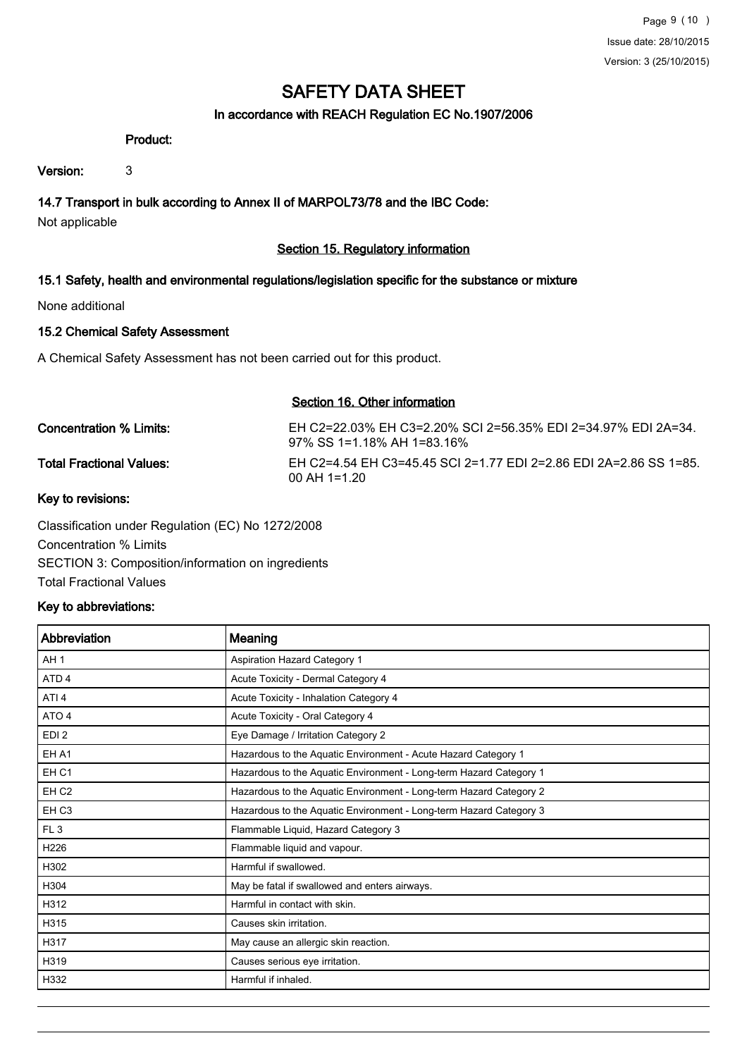# SAFETY DATA SHEET

## In accordance with REACH Regulation EC No.1907/2006

**Product:**

**Version:** 3

### 14.7 Transport in bulk according to Annex II of MARPOL73/78 and the IBC Code:

Not applicable

## Section 15. Regulatory information

### 15.1 Safety, health and environmental regulations/legislation specific for the substance or mixture

None additional

### 15.2 Chemical Safety Assessment

A Chemical Safety Assessment has not been carried out for this product.

## Section 16. Other information

**Concentration % Limits:** EH C2=22.03% EH C3=2.20% SCI 2=56.35% EDI 2=34.97% EDI 2A=34.97% SS 1=1.18% AH 1=83.16%

**Total Fractional Values:** EH C2=4.54 EH C3=45.45 SCI 2=1.77 EDI 2=2.86 EDI 2A=2.86 SS 1=85.00 AH 1=1.20

### Key to revisions:

Classification under Regulation (EC) No 1272/2008

Concentration % Limits

SECTION 3: Composition/information on ingredients

Total Fractional Values

### Key to abbreviations:

| Abbreviation | Meaning |
|---|---|
| AH 1 | Aspiration Hazard Category 1 |
| ATD 4 | Acute Toxicity - Dermal Category 4 |
| ATI 4 | Acute Toxicity - Inhalation Category 4 |
| ATO 4 | Acute Toxicity - Oral Category 4 |
| EDI 2 | Eye Damage / Irritation Category 2 |
| EH A1 | Hazardous to the Aquatic Environment - Acute Hazard Category 1 |
| EH C1 | Hazardous to the Aquatic Environment - Long-term Hazard Category 1 |
| EH C2 | Hazardous to the Aquatic Environment - Long-term Hazard Category 2 |
| EH C3 | Hazardous to the Aquatic Environment - Long-term Hazard Category 3 |
| FL 3 | Flammable Liquid, Hazard Category 3 |
| H226 | Flammable liquid and vapour. |
| H302 | Harmful if swallowed. |
| H304 | May be fatal if swallowed and enters airways. |
| H312 | Harmful in contact with skin. |
| H315 | Causes skin irritation. |
| H317 | May cause an allergic skin reaction. |
| H319 | Causes serious eye irritation. |
| H332 | Harmful if inhaled. |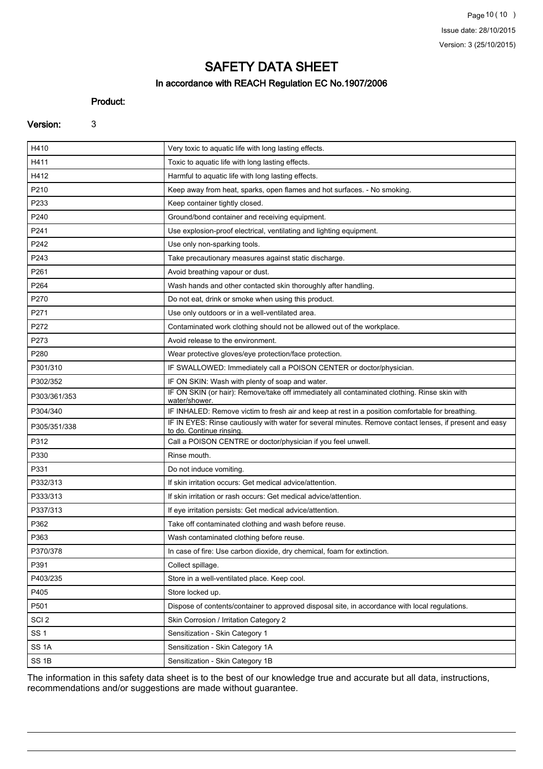# SAFETY DATA SHEET

## In accordance with REACH Regulation EC No.1907/2006

**Product:**

**Version:** 3

| | |
|---|---|
| H410 | Very toxic to aquatic life with long lasting effects. |
| H411 | Toxic to aquatic life with long lasting effects. |
| H412 | Harmful to aquatic life with long lasting effects. |
| P210 | Keep away from heat, sparks, open flames and hot surfaces. - No smoking. |
| P233 | Keep container tightly closed. |
| P240 | Ground/bond container and receiving equipment. |
| P241 | Use explosion-proof electrical, ventilating and lighting equipment. |
| P242 | Use only non-sparking tools. |
| P243 | Take precautionary measures against static discharge. |
| P261 | Avoid breathing vapour or dust. |
| P264 | Wash hands and other contacted skin thoroughly after handling. |
| P270 | Do not eat, drink or smoke when using this product. |
| P271 | Use only outdoors or in a well-ventilated area. |
| P272 | Contaminated work clothing should not be allowed out of the workplace. |
| P273 | Avoid release to the environment. |
| P280 | Wear protective gloves/eye protection/face protection. |
| P301/310 | IF SWALLOWED: Immediately call a POISON CENTER or doctor/physician. |
| P302/352 | IF ON SKIN: Wash with plenty of soap and water. |
| P303/361/353 | IF ON SKIN (or hair): Remove/take off immediately all contaminated clothing. Rinse skin with water/shower. |
| P304/340 | IF INHALED: Remove victim to fresh air and keep at rest in a position comfortable for breathing. |
| P305/351/338 | IF IN EYES: Rinse cautiously with water for several minutes. Remove contact lenses, if present and easy to do. Continue rinsing. |
| P312 | Call a POISON CENTRE or doctor/physician if you feel unwell. |
| P330 | Rinse mouth. |
| P331 | Do not induce vomiting. |
| P332/313 | If skin irritation occurs: Get medical advice/attention. |
| P333/313 | If skin irritation or rash occurs: Get medical advice/attention. |
| P337/313 | If eye irritation persists: Get medical advice/attention. |
| P362 | Take off contaminated clothing and wash before reuse. |
| P363 | Wash contaminated clothing before reuse. |
| P370/378 | In case of fire: Use carbon dioxide, dry chemical, foam for extinction. |
| P391 | Collect spillage. |
| P403/235 | Store in a well-ventilated place. Keep cool. |
| P405 | Store locked up. |
| P501 | Dispose of contents/container to approved disposal site, in accordance with local regulations. |
| SCI 2 | Skin Corrosion / Irritation Category 2 |
| SS 1 | Sensitization - Skin Category 1 |
| SS 1A | Sensitization - Skin Category 1A |
| SS 1B | Sensitization - Skin Category 1B |

The information in this safety data sheet is to the best of our knowledge true and accurate but all data, instructions, recommendations and/or suggestions are made without guarantee.